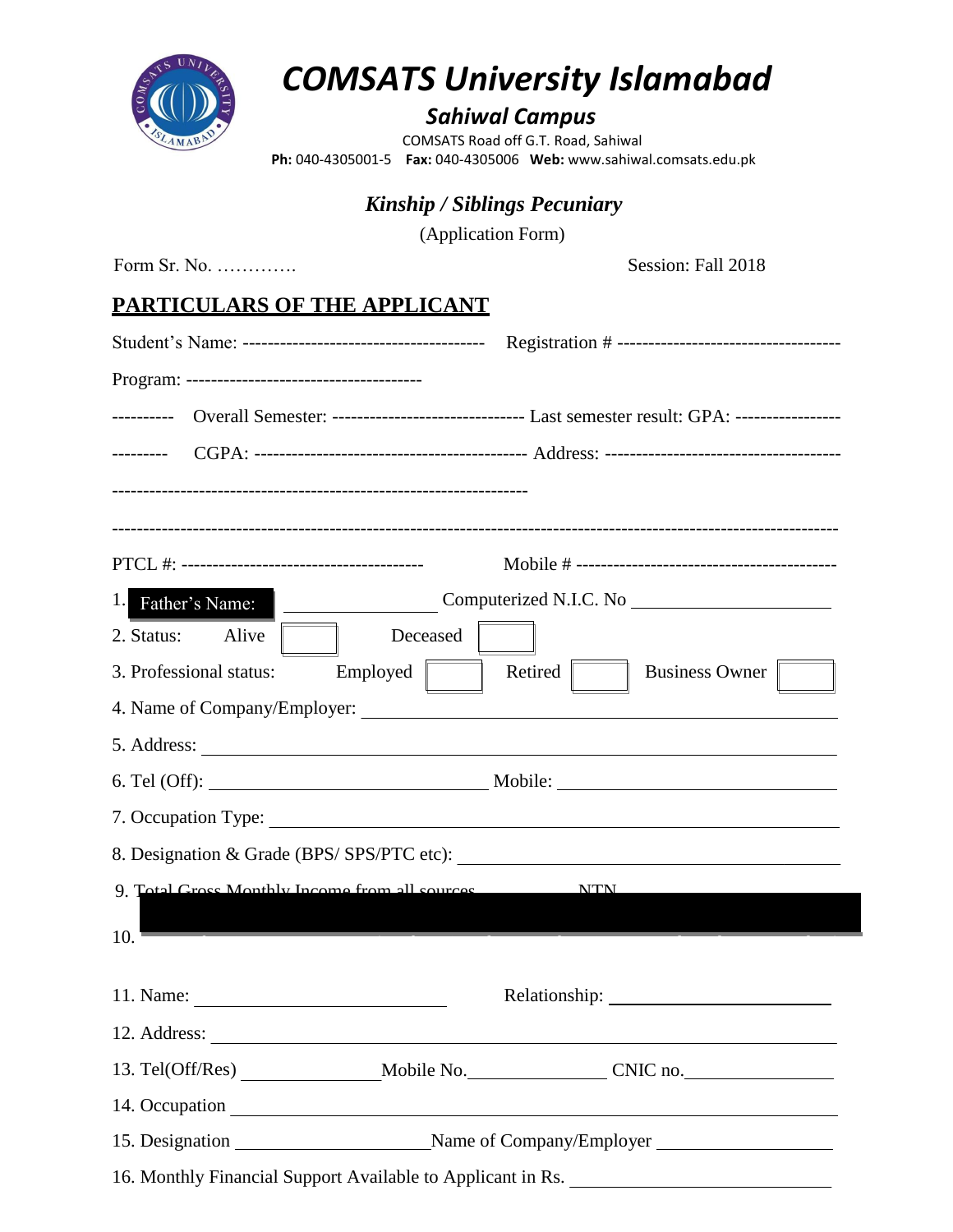# COMSATS University Islamabad

## Sahiwal Campus

COMSATS Road off G.T. Road, Sahiwal

**Ph:** 040-4305001-5 **Fax:** 040-4305006 **Web:** www.sahiwal.comsats.edu.pk

### *Kinship / Siblings Pecuniary*

(Application Form)

Form Sr. No. …………. Session: Fall 2018

## PARTICULARS OF THE APPLICANT

Student's Name: --------------------------------------- Registration # ------------------------------------

Program: -------------------------------------

---------- Overall Semester: ------------------------------ Last semester result: GPA: ----------------

--------- CGPA: ------------------------------------------ Address: -------------------------------------

-----------------------------------------------------------------

----------------------------------------------------------------------------------------------------------------

PTCL #: -------------------------------------- Mobile # -----------------------------------------

1. Father's Name: ________________ Computerized N.I.C. No ____________________

2. Status: Alive ☐ Deceased ☐

3. Professional status: Employed ☐ Retired ☐ Business Owner ☐

4. Name of Company/Employer: ____________________________________________

5. Address: ________________________________________________________________

6. Tel (Off): ____________________________ Mobile: ____________________________

7. Occupation Type: ______________________________________________________

8. Designation & Grade (BPS/ SPS/PTC etc): _________________________________

9. Total Gross Monthly Income from all sources __________ NTN

10.

11. Name: ____________________________ Relationship: ______________________

12. Address: _______________________________________________________________

13. Tel(Off/Res) _______________ Mobile No._______________ CNIC no._______________

14. Occupation _______________________________________________________________

15. Designation ____________________ Name of Company/Employer __________________

16. Monthly Financial Support Available to Applicant in Rs. ___________________________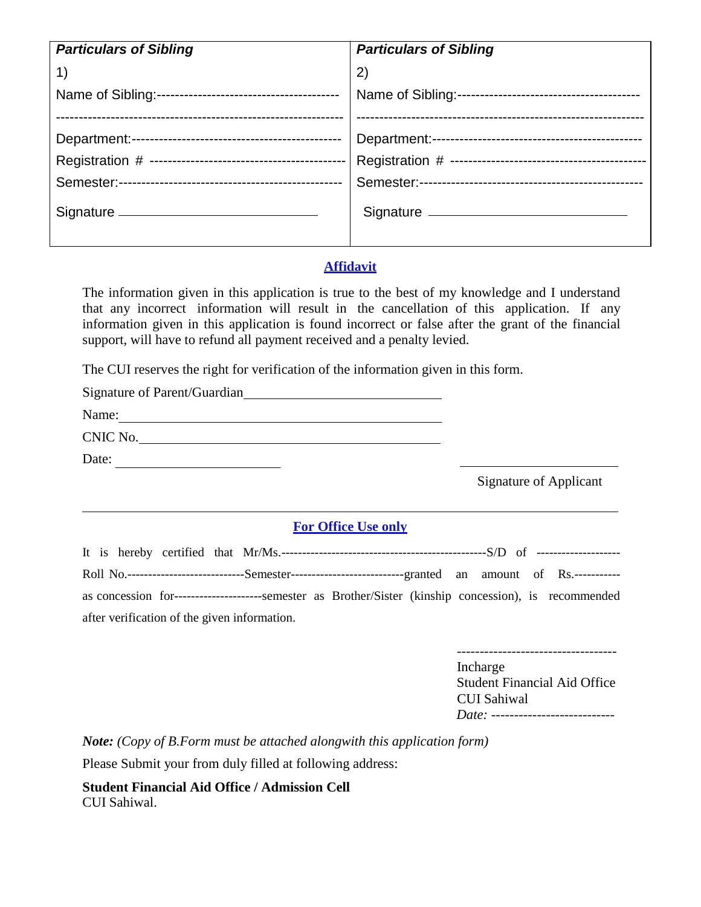| Particulars of Sibling | Particulars of Sibling |
|---|---|
| 1) | 2) |
| Name of Sibling:--------------------------------------- | Name of Sibling:--------------------------------------- |
| -------------------------------------------------------------- | -------------------------------------------------------------- |
| Department:--------------------------------------------- | Department:--------------------------------------------- |
| Registration # ------------------------------------------ | Registration # ------------------------------------------ |
| Semester:------------------------------------------------ | Semester:------------------------------------------------ |
| Signature ____________________________ | Signature ____________________________ |

## Affidavit

The information given in this application is true to the best of my knowledge and I understand that any incorrect information will result in the cancellation of this application. If any information given in this application is found incorrect or false after the grant of the financial support, will have to refund all payment received and a penalty levied.

The CUI reserves the right for verification of the information given in this form.

Signature of Parent/Guardian_____________________________

Name:_______________________________________________

CNIC No._____________________________________________

Date: ________________________

________________________
Signature of Applicant

---

## For Office Use only

It is hereby certified that Mr/Ms.-------------------------------------------------S/D of -------------------- Roll No.----------------------------Semester---------------------------granted an amount of Rs.----------- as concession for---------------------semester as Brother/Sister (kinship concession), is recommended after verification of the given information.

-----------------------------------
Incharge
Student Financial Aid Office
CUI Sahiwal
*Date:* ---------------------------

***Note:*** *(Copy of B.Form must be attached alongwith this application form)*

Please Submit your from duly filled at following address:

**Student Financial Aid Office / Admission Cell**
CUI Sahiwal.